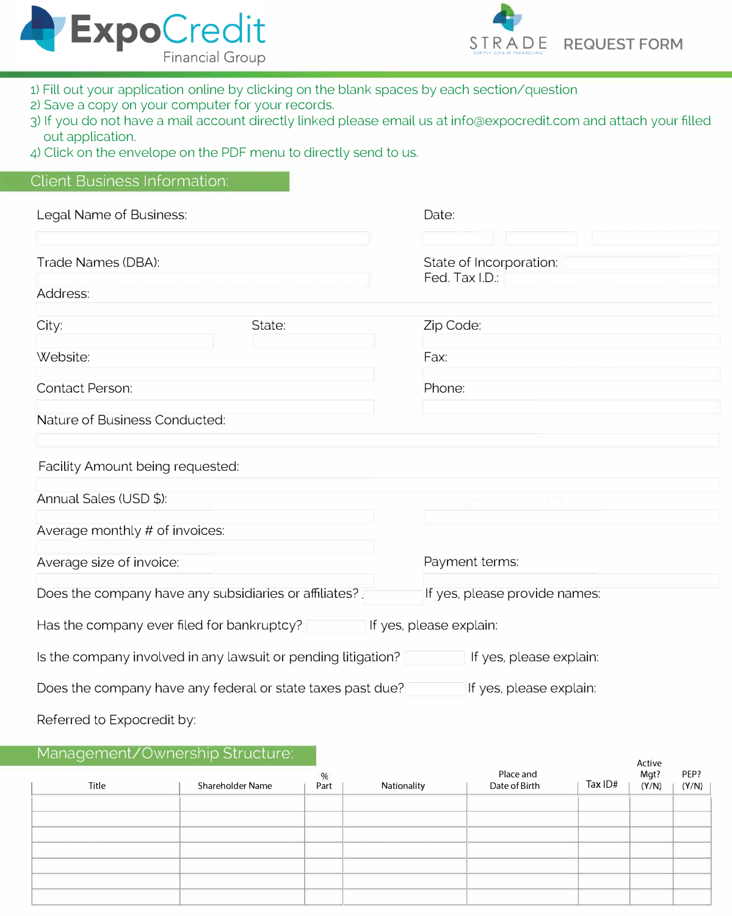ExpoCredit Financial Group

STRADE SUPPLY CHAIN FINANCING **REQUEST FORM**

1) Fill out your application online by clicking on the blank spaces by each section/question
2) Save a copy on your computer for your records.
3) If you do not have a mail account directly linked please email us at info@expocredit.com and attach your filled out application.
4) Click on the envelope on the PDF menu to directly send to us.

## Client Business Information:

Legal Name of Business:

Date:

Trade Names (DBA):

State of Incorporation:

Fed. Tax I.D.:

Address:

City:

State:

Zip Code:

Website:

Fax:

Contact Person:

Phone:

Nature of Business Conducted:

Facility Amount being requested:

Annual Sales (USD $):

Average monthly # of invoices:

Average size of invoice:

Payment terms:

Does the company have any subsidiaries or affiliates?

If yes, please provide names:

Has the company ever filed for bankruptcy?

If yes, please explain:

Is the company involved in any lawsuit or pending litigation?

If yes, please explain:

Does the company have any federal or state taxes past due?

If yes, please explain:

Referred to Expocredit by:

## Management/Ownership Structure:

| Title | Shareholder Name | % Part | Nationality | Place and Date of Birth | Tax ID# | Active Mgt? (Y/N) | PEP? (Y/N) |
|---|---|---|---|---|---|---|---|
| | | | | | | | |
| | | | | | | | |
| | | | | | | | |
| | | | | | | | |
| | | | | | | | |
| | | | | | | | |
| | | | | | | | |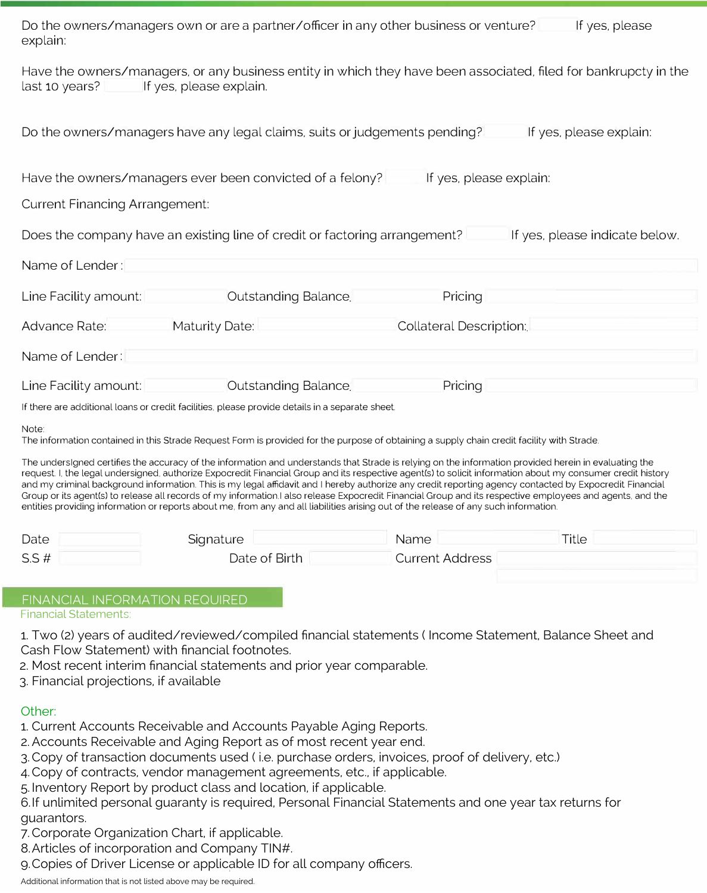Do the owners/managers own or are a partner/officer in any other business or venture? If yes, please explain:

Have the owners/managers, or any business entity in which they have been associated, filed for bankruptcy in the last 10 years? If yes, please explain.

Do the owners/managers have any legal claims, suits or judgements pending? If yes, please explain:

Have the owners/managers ever been convicted of a felony? If yes, please explain:

Current Financing Arrangement:

Does the company have an existing line of credit or factoring arrangement? If yes, please indicate below.

Name of Lender :

Line Facility amount: Outstanding Balance Pricing

Advance Rate: Maturity Date: Collateral Description:

Name of Lender :

Line Facility amount: Outstanding Balance Pricing

If there are additional loans or credit facilities, please provide details in a separate sheet.

Note:
The information contained in this Strade Request Form is provided for the purpose of obtaining a supply chain credit facility with Strade.

The undersigned certifies the accuracy of the information and understands that Strade is relying on the information provided herein in evaluating the request. I, the legal undersigned, authorize Expocredit Financial Group and its respective agent(s) to solicit information about my consumer credit history and my criminal background information. This is my legal affidavit and I hereby authorize any credit reporting agency contacted by Expocredit Financial Group or its agent(s) to release all records of my information.I also release Expocredit Financial Group and its respective employees and agents, and the entities providing information or reports about me, from any and all liabilities arising out of the release of any such information.

Date Signature Name Title

S.S # Date of Birth Current Address

## FINANCIAL INFORMATION REQUIRED

### Financial Statements:

1. Two (2) years of audited/reviewed/compiled financial statements ( Income Statement, Balance Sheet and Cash Flow Statement) with financial footnotes.
2. Most recent interim financial statements and prior year comparable.
3. Financial projections, if available

### Other:

1. Current Accounts Receivable and Accounts Payable Aging Reports.
2. Accounts Receivable and Aging Report as of most recent year end.
3. Copy of transaction documents used ( i.e. purchase orders, invoices, proof of delivery, etc.)
4. Copy of contracts, vendor management agreements, etc., if applicable.
5. Inventory Report by product class and location, if applicable.
6. If unlimited personal guaranty is required, Personal Financial Statements and one year tax returns for guarantors.
7. Corporate Organization Chart, if applicable.
8. Articles of incorporation and Company TIN#.
9. Copies of Driver License or applicable ID for all company officers.

Additional information that is not listed above may be required.